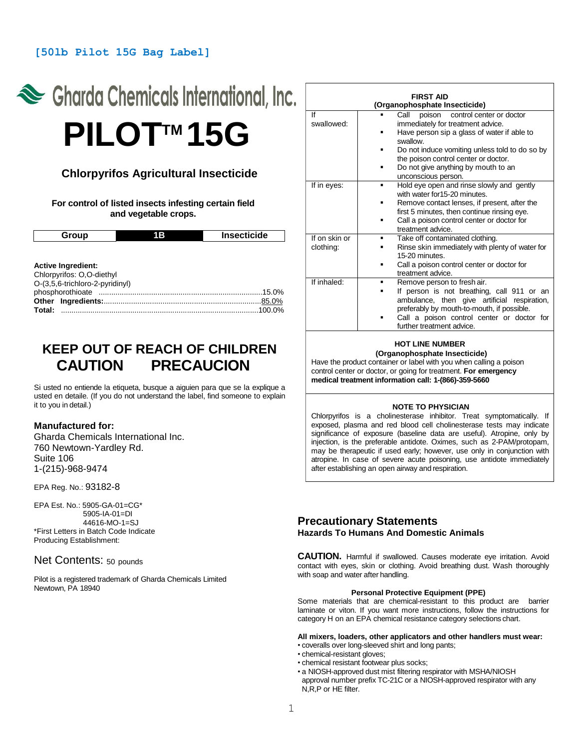[50lb Pilot 15G Bag Label]

Gharda Chemicals International, Inc.

# PILOT™ 15G

### Chlorpyrifos Agricultural Insecticide

**For control of listed insects infesting certain field and vegetable crops.**

| Group | 1B | Insecticide |
|---|---|---|

**Active Ingredient:**
Chlorpyrifos: O,O-diethyl O-(3,5,6-trichloro-2-pyridinyl) phosphorothioate ....................15.0%
**Other Ingredients:**....................85.0%
**Total:** ....................100.0%

## KEEP OUT OF REACH OF CHILDREN
## CAUTION PRECAUCION

Si usted no entiende la etiqueta, busque a aiguien para que se la explique a usted en detaile. (If you do not understand the label, find someone to explain it to you in detail.)

**Manufactured for:**
Gharda Chemicals International Inc.
760 Newtown-Yardley Rd.
Suite 106
1-(215)-968-9474

EPA Reg. No.: 93182-8

EPA Est. No.: 5905-GA-01=CG*
5905-IA-01=DI
44616-MO-1=SJ
*First Letters in Batch Code Indicate Producing Establishment:

Net Contents: 50 pounds

Pilot is a registered trademark of Gharda Chemicals Limited
Newtown, PA 18940

| **FIRST AID (Organophosphate Insecticide)** | |
|---|---|
| If swallowed: | ▪ Call poison control center or doctor immediately for treatment advice.<br>▪ Have person sip a glass of water if able to swallow.<br>▪ Do not induce vomiting unless told to do so by the poison control center or doctor.<br>▪ Do not give anything by mouth to an unconscious person. |
| If in eyes: | ▪ Hold eye open and rinse slowly and gently with water for15-20 minutes.<br>▪ Remove contact lenses, if present, after the first 5 minutes, then continue rinsing eye.<br>▪ Call a poison control center or doctor for treatment advice. |
| If on skin or clothing: | ▪ Take off contaminated clothing.<br>▪ Rinse skin immediately with plenty of water for 15-20 minutes.<br>▪ Call a poison control center or doctor for treatment advice. |
| If inhaled: | ▪ Remove person to fresh air.<br>▪ If person is not breathing, call 911 or an ambulance, then give artificial respiration, preferably by mouth-to-mouth, if possible.<br>▪ Call a poison control center or doctor for further treatment advice. |

**HOT LINE NUMBER**
**(Organophosphate Insecticide)**
Have the product container or label with you when calling a poison control center or doctor, or going for treatment. **For emergency medical treatment information call: 1-(866)-359-5660**

**NOTE TO PHYSICIAN**
Chlorpyrifos is a cholinesterase inhibitor. Treat symptomatically. If exposed, plasma and red blood cell cholinesterase tests may indicate significance of exposure (baseline data are useful). Atropine, only by injection, is the preferable antidote. Oximes, such as 2-PAM/protopam, may be therapeutic if used early; however, use only in conjunction with atropine. In case of severe acute poisoning, use antidote immediately after establishing an open airway and respiration.

## Precautionary Statements
### Hazards To Humans And Domestic Animals

**CAUTION.** Harmful if swallowed. Causes moderate eye irritation. Avoid contact with eyes, skin or clothing. Avoid breathing dust. Wash thoroughly with soap and water after handling.

**Personal Protective Equipment (PPE)**
Some materials that are chemical-resistant to this product are barrier laminate or viton. If you want more instructions, follow the instructions for category H on an EPA chemical resistance category selections chart.

**All mixers, loaders, other applicators and other handlers must wear:**
- coveralls over long-sleeved shirt and long pants;
- chemical-resistant gloves;
- chemical resistant footwear plus socks;
- a NIOSH-approved dust mist filtering respirator with MSHA/NIOSH approval number prefix TC-21C or a NIOSH-approved respirator with any N,R,P or HE filter.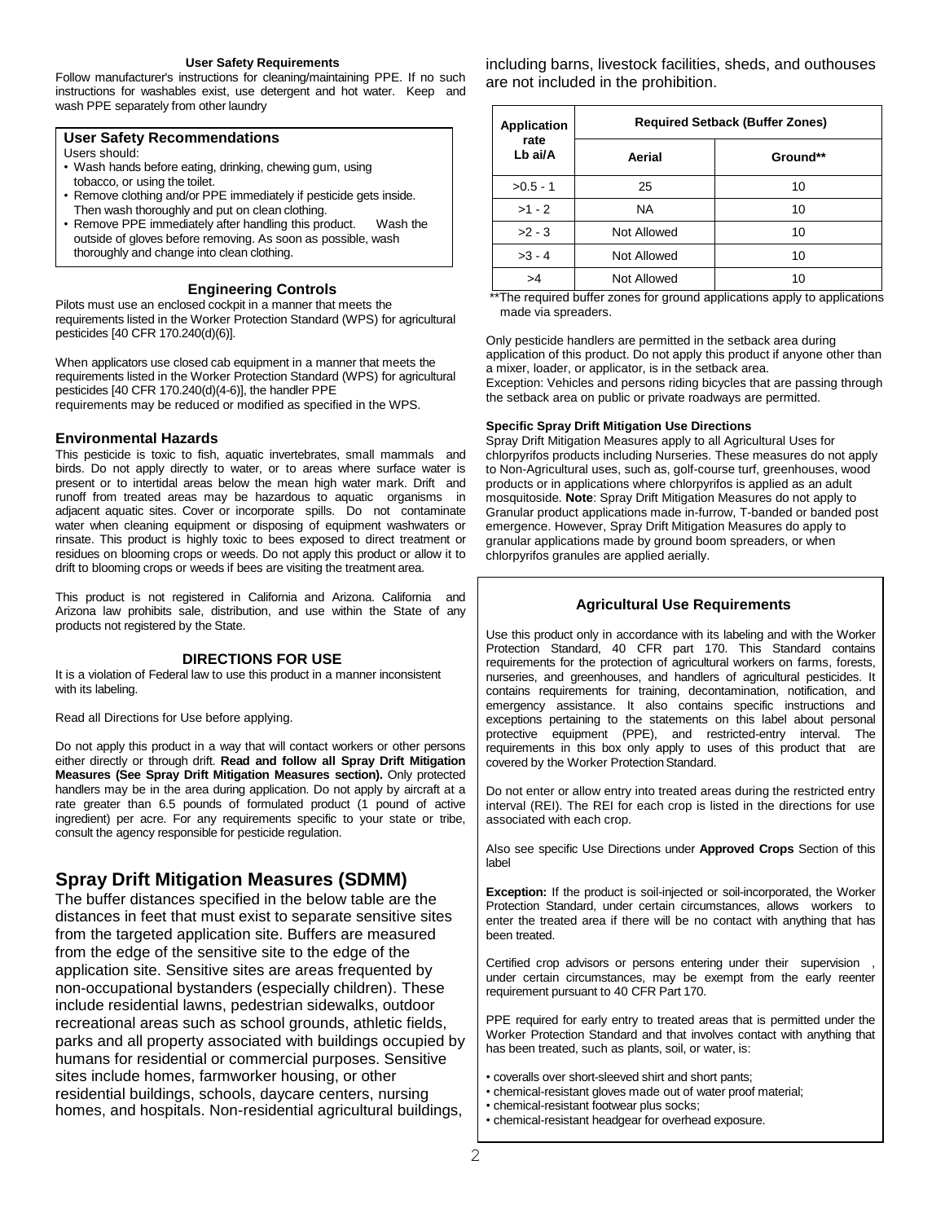#### User Safety Requirements

Follow manufacturer's instructions for cleaning/maintaining PPE. If no such instructions for washables exist, use detergent and hot water. Keep and wash PPE separately from other laundry

### User Safety Recommendations

Users should:

- Wash hands before eating, drinking, chewing gum, using tobacco, or using the toilet.
- Remove clothing and/or PPE immediately if pesticide gets inside. Then wash thoroughly and put on clean clothing.
- Remove PPE immediately after handling this product. Wash the outside of gloves before removing. As soon as possible, wash thoroughly and change into clean clothing.

### Engineering Controls

Pilots must use an enclosed cockpit in a manner that meets the requirements listed in the Worker Protection Standard (WPS) for agricultural pesticides [40 CFR 170.240(d)(6)].

When applicators use closed cab equipment in a manner that meets the requirements listed in the Worker Protection Standard (WPS) for agricultural pesticides [40 CFR 170.240(d)(4-6)], the handler PPE requirements may be reduced or modified as specified in the WPS.

### Environmental Hazards

This pesticide is toxic to fish, aquatic invertebrates, small mammals and birds. Do not apply directly to water, or to areas where surface water is present or to intertidal areas below the mean high water mark. Drift and runoff from treated areas may be hazardous to aquatic organisms in adjacent aquatic sites. Cover or incorporate spills. Do not contaminate water when cleaning equipment or disposing of equipment washwaters or rinsate. This product is highly toxic to bees exposed to direct treatment or residues on blooming crops or weeds. Do not apply this product or allow it to drift to blooming crops or weeds if bees are visiting the treatment area.

This product is not registered in California and Arizona. California and Arizona law prohibits sale, distribution, and use within the State of any products not registered by the State.

### DIRECTIONS FOR USE

It is a violation of Federal law to use this product in a manner inconsistent with its labeling.

Read all Directions for Use before applying.

Do not apply this product in a way that will contact workers or other persons either directly or through drift. **Read and follow all Spray Drift Mitigation Measures (See Spray Drift Mitigation Measures section).** Only protected handlers may be in the area during application. Do not apply by aircraft at a rate greater than 6.5 pounds of formulated product (1 pound of active ingredient) per acre. For any requirements specific to your state or tribe, consult the agency responsible for pesticide regulation.

## Spray Drift Mitigation Measures (SDMM)

The buffer distances specified in the below table are the distances in feet that must exist to separate sensitive sites from the targeted application site. Buffers are measured from the edge of the sensitive site to the edge of the application site. Sensitive sites are areas frequented by non-occupational bystanders (especially children). These include residential lawns, pedestrian sidewalks, outdoor recreational areas such as school grounds, athletic fields, parks and all property associated with buildings occupied by humans for residential or commercial purposes. Sensitive sites include homes, farmworker housing, or other residential buildings, schools, daycare centers, nursing homes, and hospitals. Non-residential agricultural buildings, including barns, livestock facilities, sheds, and outhouses are not included in the prohibition.

| Application rate Lb ai/A | Required Setback (Buffer Zones) | |
|---|---|---|
| | Aerial | Ground** |
| >0.5 - 1 | 25 | 10 |
| >1 - 2 | NA | 10 |
| >2 - 3 | Not Allowed | 10 |
| >3 - 4 | Not Allowed | 10 |
| >4 | Not Allowed | 10 |

**The required buffer zones for ground applications apply to applications made via spreaders.

Only pesticide handlers are permitted in the setback area during application of this product. Do not apply this product if anyone other than a mixer, loader, or applicator, is in the setback area.
Exception: Vehicles and persons riding bicycles that are passing through the setback area on public or private roadways are permitted.

#### Specific Spray Drift Mitigation Use Directions

Spray Drift Mitigation Measures apply to all Agricultural Uses for chlorpyrifos products including Nurseries. These measures do not apply to Non-Agricultural uses, such as, golf-course turf, greenhouses, wood products or in applications where chlorpyrifos is applied as an adult mosquitoside. **Note**: Spray Drift Mitigation Measures do not apply to Granular product applications made in-furrow, T-banded or banded post emergence. However, Spray Drift Mitigation Measures do apply to granular applications made by ground boom spreaders, or when chlorpyrifos granules are applied aerially.

### Agricultural Use Requirements

Use this product only in accordance with its labeling and with the Worker Protection Standard, 40 CFR part 170. This Standard contains requirements for the protection of agricultural workers on farms, forests, nurseries, and greenhouses, and handlers of agricultural pesticides. It contains requirements for training, decontamination, notification, and emergency assistance. It also contains specific instructions and exceptions pertaining to the statements on this label about personal protective equipment (PPE), and restricted-entry interval. The requirements in this box only apply to uses of this product that are covered by the Worker Protection Standard.

Do not enter or allow entry into treated areas during the restricted entry interval (REI). The REI for each crop is listed in the directions for use associated with each crop.

Also see specific Use Directions under **Approved Crops** Section of this label

**Exception:** If the product is soil-injected or soil-incorporated, the Worker Protection Standard, under certain circumstances, allows workers to enter the treated area if there will be no contact with anything that has been treated.

Certified crop advisors or persons entering under their supervision , under certain circumstances, may be exempt from the early reenter requirement pursuant to 40 CFR Part 170.

PPE required for early entry to treated areas that is permitted under the Worker Protection Standard and that involves contact with anything that has been treated, such as plants, soil, or water, is:

- coveralls over short-sleeved shirt and short pants;
- chemical-resistant gloves made out of water proof material;
- chemical-resistant footwear plus socks;
- chemical-resistant headgear for overhead exposure.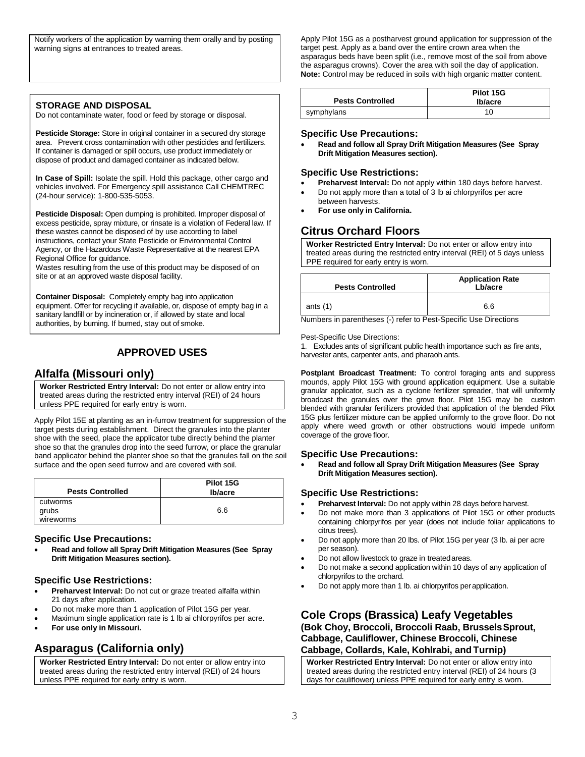Notify workers of the application by warning them orally and by posting warning signs at entrances to treated areas.

### STORAGE AND DISPOSAL

Do not contaminate water, food or feed by storage or disposal.

**Pesticide Storage:** Store in original container in a secured dry storage area. Prevent cross contamination with other pesticides and fertilizers. If container is damaged or spill occurs, use product immediately or dispose of product and damaged container as indicated below.

**In Case of Spill:** Isolate the spill. Hold this package, other cargo and vehicles involved. For Emergency spill assistance Call CHEMTREC (24-hour service): 1-800-535-5053.

**Pesticide Disposal:** Open dumping is prohibited. Improper disposal of excess pesticide, spray mixture, or rinsate is a violation of Federal law. If these wastes cannot be disposed of by use according to label instructions, contact your State Pesticide or Environmental Control Agency, or the Hazardous Waste Representative at the nearest EPA Regional Office for guidance.
Wastes resulting from the use of this product may be disposed of on site or at an approved waste disposal facility.

**Container Disposal:** Completely empty bag into application equipment. Offer for recycling if available, or, dispose of empty bag in a sanitary landfill or by incineration or, if allowed by state and local authorities, by burning. If burned, stay out of smoke.

## APPROVED USES

## Alfalfa (Missouri only)

**Worker Restricted Entry Interval:** Do not enter or allow entry into treated areas during the restricted entry interval (REI) of 24 hours unless PPE required for early entry is worn.

Apply Pilot 15E at planting as an in-furrow treatment for suppression of the target pests during establishment. Direct the granules into the planter shoe with the seed, place the applicator tube directly behind the planter shoe so that the granules drop into the seed furrow, or place the granular band applicator behind the planter shoe so that the granules fall on the soil surface and the open seed furrow and are covered with soil.

| Pests Controlled | Pilot 15G lb/acre |
|---|---|
| cutworms<br>grubs<br>wireworms | 6.6 |

### Specific Use Precautions:

- **Read and follow all Spray Drift Mitigation Measures (See Spray Drift Mitigation Measures section).**

### Specific Use Restrictions:

- **Preharvest Interval:** Do not cut or graze treated alfalfa within 21 days after application.
- Do not make more than 1 application of Pilot 15G per year.
- Maximum single application rate is 1 lb ai chlorpyrifos per acre.
- **For use only in Missouri.**

## Asparagus (California only)

**Worker Restricted Entry Interval:** Do not enter or allow entry into treated areas during the restricted entry interval (REI) of 24 hours unless PPE required for early entry is worn.

Apply Pilot 15G as a postharvest ground application for suppression of the target pest. Apply as a band over the entire crown area when the asparagus beds have been split (i.e., remove most of the soil from above the asparagus crowns). Cover the area with soil the day of application.
**Note:** Control may be reduced in soils with high organic matter content.

| Pests Controlled | Pilot 15G lb/acre |
|---|---|
| symphylans | 10 |

### Specific Use Precautions:

- **Read and follow all Spray Drift Mitigation Measures (See Spray Drift Mitigation Measures section).**

### Specific Use Restrictions:

- **Preharvest Interval:** Do not apply within 180 days before harvest.
- Do not apply more than a total of 3 lb ai chlorpyrifos per acre between harvests.
- **For use only in California.**

## Citrus Orchard Floors

**Worker Restricted Entry Interval:** Do not enter or allow entry into treated areas during the restricted entry interval (REI) of 5 days unless PPE required for early entry is worn.

| Pests Controlled | Application Rate Lb/acre |
|---|---|
| ants (1) | 6.6 |

Numbers in parentheses (-) refer to Pest-Specific Use Directions

Pest-Specific Use Directions:

1. Excludes ants of significant public health importance such as fire ants, harvester ants, carpenter ants, and pharaoh ants.

**Postplant Broadcast Treatment:** To control foraging ants and suppress mounds, apply Pilot 15G with ground application equipment. Use a suitable granular applicator, such as a cyclone fertilizer spreader, that will uniformly broadcast the granules over the grove floor. Pilot 15G may be custom blended with granular fertilizers provided that application of the blended Pilot 15G plus fertilizer mixture can be applied uniformly to the grove floor. Do not apply where weed growth or other obstructions would impede uniform coverage of the grove floor.

### Specific Use Precautions:

- **Read and follow all Spray Drift Mitigation Measures (See Spray Drift Mitigation Measures section).**

### Specific Use Restrictions:

- **Preharvest Interval:** Do not apply within 28 days before harvest.
- Do not make more than 3 applications of Pilot 15G or other products containing chlorpyrifos per year (does not include foliar applications to citrus trees).
- Do not apply more than 20 lbs. of Pilot 15G per year (3 lb. ai per acre per season).
- Do not allow livestock to graze in treated areas.
- Do not make a second application within 10 days of any application of chlorpyrifos to the orchard.
- Do not apply more than 1 lb. ai chlorpyrifos per application.

## Cole Crops (Brassica) Leafy Vegetables

### (Bok Choy, Broccoli, Broccoli Raab, Brussels Sprout, Cabbage, Cauliflower, Chinese Broccoli, Chinese Cabbage, Collards, Kale, Kohlrabi, and Turnip)

**Worker Restricted Entry Interval:** Do not enter or allow entry into treated areas during the restricted entry interval (REI) of 24 hours (3 days for cauliflower) unless PPE required for early entry is worn.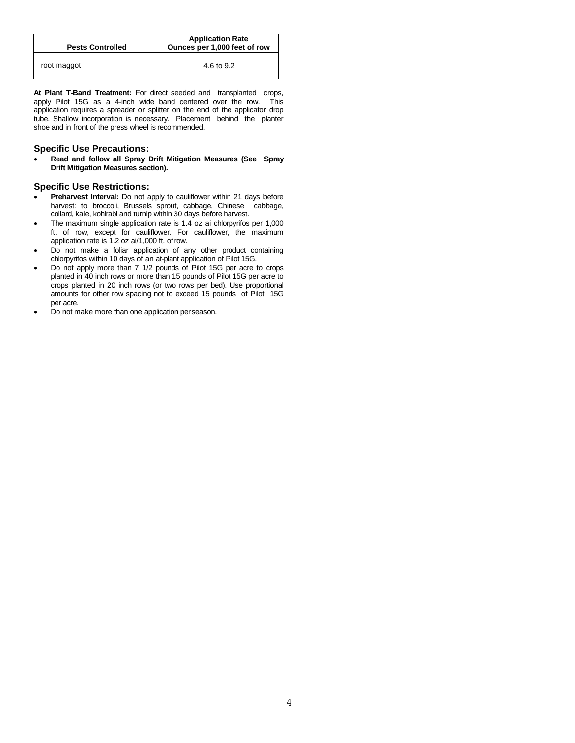| Pests Controlled | Application Rate Ounces per 1,000 feet of row |
|---|---|
| root maggot | 4.6 to 9.2 |

**At Plant T-Band Treatment:** For direct seeded and transplanted crops, apply Pilot 15G as a 4-inch wide band centered over the row. This application requires a spreader or splitter on the end of the applicator drop tube. Shallow incorporation is necessary. Placement behind the planter shoe and in front of the press wheel is recommended.

### Specific Use Precautions:

- **Read and follow all Spray Drift Mitigation Measures (See Spray Drift Mitigation Measures section).**

### Specific Use Restrictions:

- **Preharvest Interval:** Do not apply to cauliflower within 21 days before harvest: to broccoli, Brussels sprout, cabbage, Chinese cabbage, collard, kale, kohlrabi and turnip within 30 days before harvest.
- The maximum single application rate is 1.4 oz ai chlorpyrifos per 1,000 ft. of row, except for cauliflower. For cauliflower, the maximum application rate is 1.2 oz ai/1,000 ft. of row.
- Do not make a foliar application of any other product containing chlorpyrifos within 10 days of an at-plant application of Pilot 15G.
- Do not apply more than 7 1/2 pounds of Pilot 15G per acre to crops planted in 40 inch rows or more than 15 pounds of Pilot 15G per acre to crops planted in 20 inch rows (or two rows per bed). Use proportional amounts for other row spacing not to exceed 15 pounds of Pilot 15G per acre.
- Do not make more than one application per season.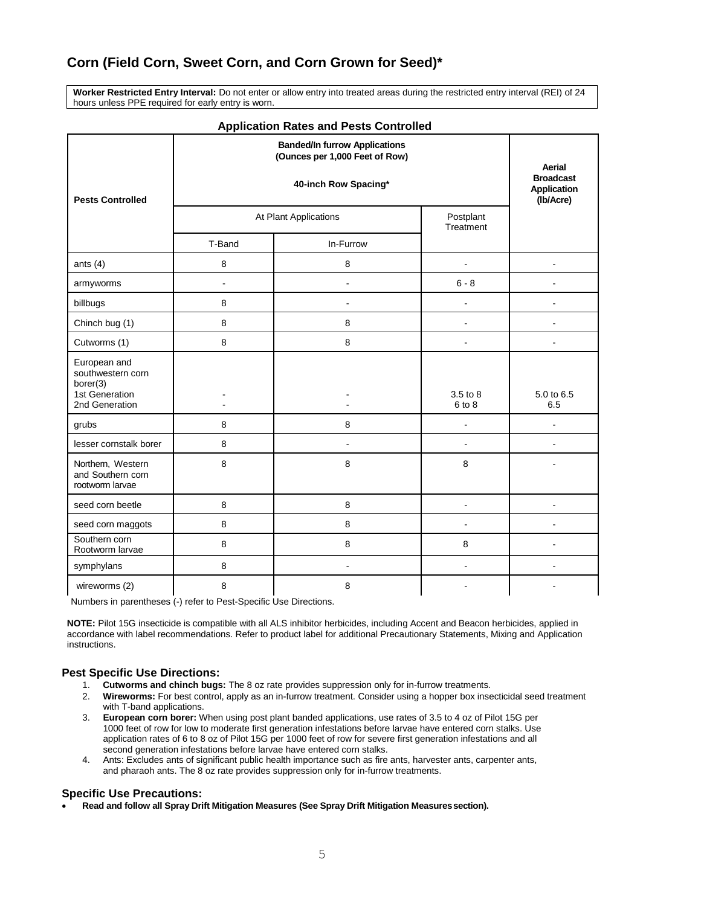## Corn (Field Corn, Sweet Corn, and Corn Grown for Seed)*

**Worker Restricted Entry Interval:** Do not enter or allow entry into treated areas during the restricted entry interval (REI) of 24 hours unless PPE required for early entry is worn.

### Application Rates and Pests Controlled

| Pests Controlled | Banded/In furrow Applications (Ounces per 1,000 Feet of Row) 40-inch Row Spacing* | | | Aerial Broadcast Application (lb/Acre) |
|---|---|---|---|---|
| | At Plant Applications | | Postplant Treatment | |
| | T-Band | In-Furrow | | |
| ants (4) | 8 | 8 | - | - |
| armyworms | - | - | 6 - 8 | - |
| billbugs | 8 | - | - | - |
| Chinch bug (1) | 8 | 8 | - | - |
| Cutworms (1) | 8 | 8 | - | - |
| European and southwestern corn borer(3) 1st Generation 2nd Generation | - - | - - | 3.5 to 8 6 to 8 | 5.0 to 6.5 6.5 |
| grubs | 8 | 8 | - | - |
| lesser cornstalk borer | 8 | - | - | - |
| Northern, Western and Southern corn rootworm larvae | 8 | 8 | 8 | - |
| seed corn beetle | 8 | 8 | - | - |
| seed corn maggots | 8 | 8 | - | - |
| Southern corn Rootworm larvae | 8 | 8 | 8 | - |
| symphylans | 8 | - | - | - |
| wireworms (2) | 8 | 8 | - | - |

Numbers in parentheses (-) refer to Pest-Specific Use Directions.

**NOTE:** Pilot 15G insecticide is compatible with all ALS inhibitor herbicides, including Accent and Beacon herbicides, applied in accordance with label recommendations. Refer to product label for additional Precautionary Statements, Mixing and Application instructions.

### Pest Specific Use Directions:

1. **Cutworms and chinch bugs:** The 8 oz rate provides suppression only for in-furrow treatments.
2. **Wireworms:** For best control, apply as an in-furrow treatment. Consider using a hopper box insecticidal seed treatment with T-band applications.
3. **European corn borer:** When using post plant banded applications, use rates of 3.5 to 4 oz of Pilot 15G per 1000 feet of row for low to moderate first generation infestations before larvae have entered corn stalks. Use application rates of 6 to 8 oz of Pilot 15G per 1000 feet of row for severe first generation infestations and all second generation infestations before larvae have entered corn stalks.
4. Ants: Excludes ants of significant public health importance such as fire ants, harvester ants, carpenter ants, and pharaoh ants. The 8 oz rate provides suppression only for in-furrow treatments.

### Specific Use Precautions:

- **Read and follow all Spray Drift Mitigation Measures (See Spray Drift Mitigation Measures section).**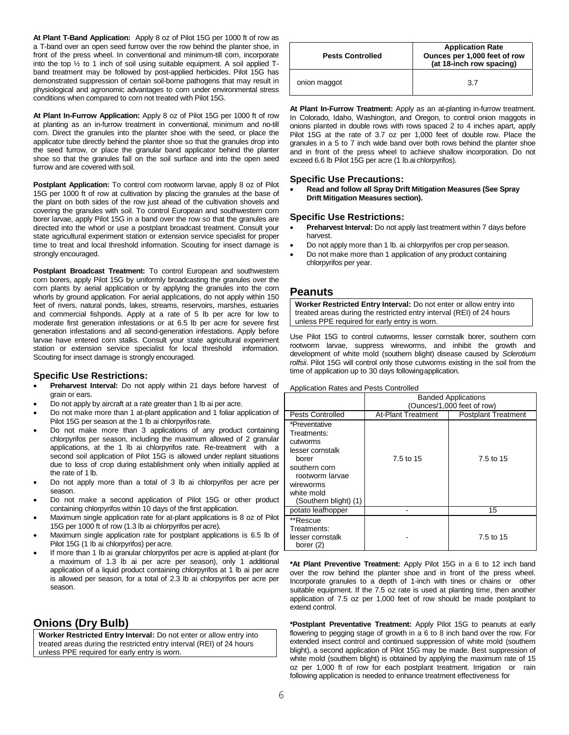**At Plant T-Band Application:** Apply 8 oz of Pilot 15G per 1000 ft of row as a T-band over an open seed furrow over the row behind the planter shoe, in front of the press wheel. In conventional and minimum-till corn, incorporate into the top ½ to 1 inch of soil using suitable equipment. A soil applied T-band treatment may be followed by post-applied herbicides. Pilot 15G has demonstrated suppression of certain soil-borne pathogens that may result in physiological and agronomic advantages to corn under environmental stress conditions when compared to corn not treated with Pilot 15G.

**At Plant In-Furrow Application:** Apply 8 oz of Pilot 15G per 1000 ft of row at planting as an in-furrow treatment in conventional, minimum and no-till corn. Direct the granules into the planter shoe with the seed, or place the applicator tube directly behind the planter shoe so that the granules drop into the seed furrow, or place the granular band applicator behind the planter shoe so that the granules fall on the soil surface and into the open seed furrow and are covered with soil.

**Postplant Application:** To control corn rootworm larvae, apply 8 oz of Pilot 15G per 1000 ft of row at cultivation by placing the granules at the base of the plant on both sides of the row just ahead of the cultivation shovels and covering the granules with soil. To control European and southwestern corn borer larvae, apply Pilot 15G in a band over the row so that the granules are directed into the whorl or use a postplant broadcast treatment. Consult your state agricultural experiment station or extension service specialist for proper time to treat and local threshold information. Scouting for insect damage is strongly encouraged.

**Postplant Broadcast Treatment:** To control European and southwestern corn borers, apply Pilot 15G by uniformly broadcasting the granules over the corn plants by aerial application or by applying the granules into the corn whorls by ground application. For aerial applications, do not apply within 150 feet of rivers, natural ponds, lakes, streams, reservoirs, marshes, estuaries and commercial fishponds. Apply at a rate of 5 lb per acre for low to moderate first generation infestations or at 6.5 lb per acre for severe first generation infestations and all second-generation infestations. Apply before larvae have entered corn stalks. Consult your state agricultural experiment station or extension service specialist for local threshold information. Scouting for insect damage is strongly encouraged.

### Specific Use Restrictions:

- **Preharvest Interval:** Do not apply within 21 days before harvest of grain or ears.
- Do not apply by aircraft at a rate greater than 1 lb ai per acre.
- Do not make more than 1 at-plant application and 1 foliar application of Pilot 15G per season at the 1 lb ai chlorpyrifos rate.
- Do not make more than 3 applications of any product containing chlorpyrifos per season, including the maximum allowed of 2 granular applications, at the 1 lb ai chlorpyrifos rate. Re-treatment with a second soil application of Pilot 15G is allowed under replant situations due to loss of crop during establishment only when initially applied at the rate of 1 lb.
- Do not apply more than a total of 3 lb ai chlorpyrifos per acre per season.
- Do not make a second application of Pilot 15G or other product containing chlorpyrifos within 10 days of the first application.
- Maximum single application rate for at-plant applications is 8 oz of Pilot 15G per 1000 ft of row (1.3 lb ai chlorpyrifos per acre).
- Maximum single application rate for postplant applications is 6.5 lb of Pilot 15G (1 lb ai chlorpyrifos) per acre.
- If more than 1 lb ai granular chlorpyrifos per acre is applied at-plant (for a maximum of 1.3 lb ai per acre per season), only 1 additional application of a liquid product containing chlorpyrifos at 1 lb ai per acre is allowed per season, for a total of 2.3 lb ai chlorpyrifos per acre per season.

## Onions (Dry Bulb)

**Worker Restricted Entry Interval:** Do not enter or allow entry into treated areas during the restricted entry interval (REI) of 24 hours unless PPE required for early entry is worn.

| Pests Controlled | Application Rate Ounces per 1,000 feet of row (at 18-inch row spacing) |
|---|---|
| onion maggot | 3.7 |

**At Plant In-Furrow Treatment:** Apply as an at-planting in-furrow treatment. In Colorado, Idaho, Washington, and Oregon, to control onion maggots in onions planted in double rows with rows spaced 2 to 4 inches apart, apply Pilot 15G at the rate of 3.7 oz per 1,000 feet of double row. Place the granules in a 5 to 7 inch wide band over both rows behind the planter shoe and in front of the press wheel to achieve shallow incorporation. Do not exceed 6.6 lb Pilot 15G per acre (1 lb.ai chlorpyrifos).

### Specific Use Precautions:

- **Read and follow all Spray Drift Mitigation Measures (See Spray Drift Mitigation Measures section).**

### Specific Use Restrictions:

- **Preharvest Interval:** Do not apply last treatment within 7 days before harvest.
- Do not apply more than 1 lb. ai chlorpyrifos per crop per season.
- Do not make more than 1 application of any product containing chlorpyrifos per year.

## Peanuts

**Worker Restricted Entry Interval:** Do not enter or allow entry into treated areas during the restricted entry interval (REI) of 24 hours unless PPE required for early entry is worn.

Use Pilot 15G to control cutworms, lesser cornstalk borer, southern corn rootworm larvae, suppress wireworms, and inhibit the growth and development of white mold (southern blight) disease caused by *Sclerotium rolfsii*. Pilot 15G will control only those cutworms existing in the soil from the time of application up to 30 days following application.

Application Rates and Pests Controlled

| | Banded Applications (Ounces/1,000 feet of row) | |
|---|---|---|
| Pests Controlled | At-Plant Treatment | Postplant Treatment |
| *Preventative Treatments: cutworms lesser cornstalk borer southern corn rootworm larvae wireworms white mold (Southern blight) (1) | 7.5 to 15 | 7.5 to 15 |
| potato leafhopper | - | 15 |
| **Rescue Treatments: lesser cornstalk borer (2) | - | 7.5 to 15 |

**\*At Plant Preventive Treatment:** Apply Pilot 15G in a 6 to 12 inch band over the row behind the planter shoe and in front of the press wheel. Incorporate granules to a depth of 1-inch with tines or chains or other suitable equipment. If the 7.5 oz rate is used at planting time, then another application of 7.5 oz per 1,000 feet of row should be made postplant to extend control.

**\*Postplant Preventative Treatment:** Apply Pilot 15G to peanuts at early flowering to pegging stage of growth in a 6 to 8 inch band over the row. For extended insect control and continued suppression of white mold (southern blight), a second application of Pilot 15G may be made. Best suppression of white mold (southern blight) is obtained by applying the maximum rate of 15 oz per 1,000 ft of row for each postplant treatment. Irrigation or rain following application is needed to enhance treatment effectiveness for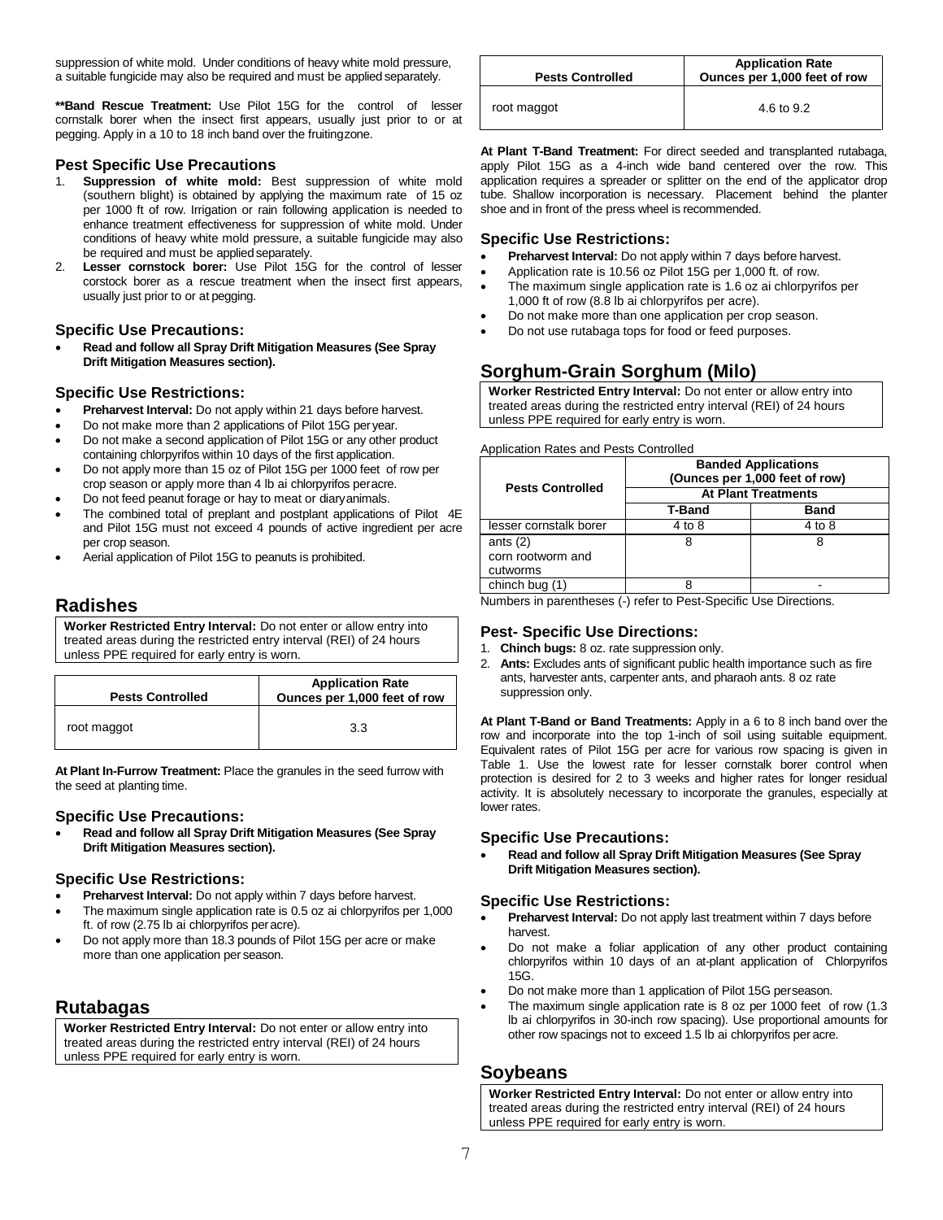suppression of white mold. Under conditions of heavy white mold pressure, a suitable fungicide may also be required and must be applied separately.

**\*\*Band Rescue Treatment:** Use Pilot 15G for the control of lesser cornstalk borer when the insect first appears, usually just prior to or at pegging. Apply in a 10 to 18 inch band over the fruiting zone.

### Pest Specific Use Precautions

1. **Suppression of white mold:** Best suppression of white mold (southern blight) is obtained by applying the maximum rate of 15 oz per 1000 ft of row. Irrigation or rain following application is needed to enhance treatment effectiveness for suppression of white mold. Under conditions of heavy white mold pressure, a suitable fungicide may also be required and must be applied separately.
2. **Lesser cornstock borer:** Use Pilot 15G for the control of lesser corstock borer as a rescue treatment when the insect first appears, usually just prior to or at pegging.

### Specific Use Precautions:

- **Read and follow all Spray Drift Mitigation Measures (See Spray Drift Mitigation Measures section).**

### Specific Use Restrictions:

- **Preharvest Interval:** Do not apply within 21 days before harvest.
- Do not make more than 2 applications of Pilot 15G per year.
- Do not make a second application of Pilot 15G or any other product containing chlorpyrifos within 10 days of the first application.
- Do not apply more than 15 oz of Pilot 15G per 1000 feet of row per crop season or apply more than 4 lb ai chlorpyrifos per acre.
- Do not feed peanut forage or hay to meat or diary animals.
- The combined total of preplant and postplant applications of Pilot 4E and Pilot 15G must not exceed 4 pounds of active ingredient per acre per crop season.
- Aerial application of Pilot 15G to peanuts is prohibited.

## Radishes

**Worker Restricted Entry Interval:** Do not enter or allow entry into treated areas during the restricted entry interval (REI) of 24 hours unless PPE required for early entry is worn.

| Pests Controlled | Application Rate Ounces per 1,000 feet of row |
|---|---|
| root maggot | 3.3 |

**At Plant In-Furrow Treatment:** Place the granules in the seed furrow with the seed at planting time.

### Specific Use Precautions:

- **Read and follow all Spray Drift Mitigation Measures (See Spray Drift Mitigation Measures section).**

### Specific Use Restrictions:

- **Preharvest Interval:** Do not apply within 7 days before harvest.
- The maximum single application rate is 0.5 oz ai chlorpyrifos per 1,000 ft. of row (2.75 lb ai chlorpyrifos per acre).
- Do not apply more than 18.3 pounds of Pilot 15G per acre or make more than one application per season.

## Rutabagas

**Worker Restricted Entry Interval:** Do not enter or allow entry into treated areas during the restricted entry interval (REI) of 24 hours unless PPE required for early entry is worn.

| Pests Controlled | Application Rate Ounces per 1,000 feet of row |
|---|---|
| root maggot | 4.6 to 9.2 |

**At Plant T-Band Treatment:** For direct seeded and transplanted rutabaga, apply Pilot 15G as a 4-inch wide band centered over the row. This application requires a spreader or splitter on the end of the applicator drop tube. Shallow incorporation is necessary. Placement behind the planter shoe and in front of the press wheel is recommended.

### Specific Use Restrictions:

- **Preharvest Interval:** Do not apply within 7 days before harvest.
- Application rate is 10.56 oz Pilot 15G per 1,000 ft. of row.
- The maximum single application rate is 1.6 oz ai chlorpyrifos per 1,000 ft of row (8.8 lb ai chlorpyrifos per acre).
- Do not make more than one application per crop season.
- Do not use rutabaga tops for food or feed purposes.

## Sorghum-Grain Sorghum (Milo)

**Worker Restricted Entry Interval:** Do not enter or allow entry into treated areas during the restricted entry interval (REI) of 24 hours unless PPE required for early entry is worn.

Application Rates and Pests Controlled

| Pests Controlled | Banded Applications (Ounces per 1,000 feet of row) | |
|---|---|---|
| | At Plant Treatments | |
| | T-Band | Band |
| lesser cornstalk borer | 4 to 8 | 4 to 8 |
| ants (2) corn rootworm and cutworms | 8 | 8 |
| chinch bug (1) | 8 | - |

Numbers in parentheses (-) refer to Pest-Specific Use Directions.

### Pest- Specific Use Directions:

1. **Chinch bugs:** 8 oz. rate suppression only.
2. **Ants:** Excludes ants of significant public health importance such as fire ants, harvester ants, carpenter ants, and pharaoh ants. 8 oz rate suppression only.

**At Plant T-Band or Band Treatments:** Apply in a 6 to 8 inch band over the row and incorporate into the top 1-inch of soil using suitable equipment. Equivalent rates of Pilot 15G per acre for various row spacing is given in Table 1. Use the lowest rate for lesser cornstalk borer control when protection is desired for 2 to 3 weeks and higher rates for longer residual activity. It is absolutely necessary to incorporate the granules, especially at lower rates.

### Specific Use Precautions:

- **Read and follow all Spray Drift Mitigation Measures (See Spray Drift Mitigation Measures section).**

### Specific Use Restrictions:

- **Preharvest Interval:** Do not apply last treatment within 7 days before harvest.
- Do not make a foliar application of any other product containing chlorpyrifos within 10 days of an at-plant application of Chlorpyrifos 15G.
- Do not make more than 1 application of Pilot 15G per season.
- The maximum single application rate is 8 oz per 1000 feet of row (1.3 lb ai chlorpyrifos in 30-inch row spacing). Use proportional amounts for other row spacings not to exceed 1.5 lb ai chlorpyrifos per acre.

## Soybeans

**Worker Restricted Entry Interval:** Do not enter or allow entry into treated areas during the restricted entry interval (REI) of 24 hours unless PPE required for early entry is worn.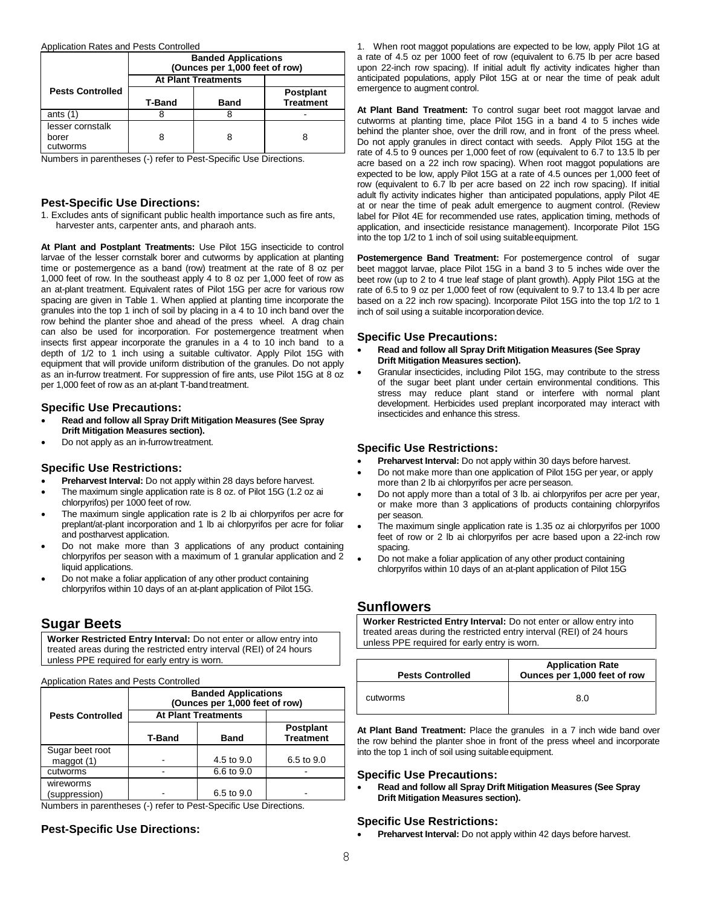Application Rates and Pests Controlled

| Pests Controlled | Banded Applications (Ounces per 1,000 feet of row) | | |
|---|---|---|---|
| | At Plant Treatments | | |
| | T-Band | Band | Postplant Treatment |
| ants (1) | 8 | 8 | - |
| lesser cornstalk borer cutworms | 8 | 8 | 8 |

Numbers in parentheses (-) refer to Pest-Specific Use Directions.

### Pest-Specific Use Directions:

1. Excludes ants of significant public health importance such as fire ants, harvester ants, carpenter ants, and pharaoh ants.

**At Plant and Postplant Treatments:** Use Pilot 15G insecticide to control larvae of the lesser cornstalk borer and cutworms by application at planting time or postemergence as a band (row) treatment at the rate of 8 oz per 1,000 feet of row. In the southeast apply 4 to 8 oz per 1,000 feet of row as an at-plant treatment. Equivalent rates of Pilot 15G per acre for various row spacing are given in Table 1. When applied at planting time incorporate the granules into the top 1 inch of soil by placing in a 4 to 10 inch band over the row behind the planter shoe and ahead of the press wheel. A drag chain can also be used for incorporation. For postemergence treatment when insects first appear incorporate the granules in a 4 to 10 inch band to a depth of 1/2 to 1 inch using a suitable cultivator. Apply Pilot 15G with equipment that will provide uniform distribution of the granules. Do not apply as an in-furrow treatment. For suppression of fire ants, use Pilot 15G at 8 oz per 1,000 feet of row as an at-plant T-band treatment.

### Specific Use Precautions:

- **Read and follow all Spray Drift Mitigation Measures (See Spray Drift Mitigation Measures section).**
- Do not apply as an in-furrow treatment.

### Specific Use Restrictions:

- **Preharvest Interval:** Do not apply within 28 days before harvest.
- The maximum single application rate is 8 oz. of Pilot 15G (1.2 oz ai chlorpyrifos) per 1000 feet of row.
- The maximum single application rate is 2 lb ai chlorpyrifos per acre for preplant/at-plant incorporation and 1 lb ai chlorpyrifos per acre for foliar and postharvest application.
- Do not make more than 3 applications of any product containing chlorpyrifos per season with a maximum of 1 granular application and 2 liquid applications.
- Do not make a foliar application of any other product containing chlorpyrifos within 10 days of an at-plant application of Pilot 15G.

## Sugar Beets

**Worker Restricted Entry Interval:** Do not enter or allow entry into treated areas during the restricted entry interval (REI) of 24 hours unless PPE required for early entry is worn.

Application Rates and Pests Controlled

| Pests Controlled | Banded Applications (Ounces per 1,000 feet of row) | | |
|---|---|---|---|
| | At Plant Treatments | | |
| | T-Band | Band | Postplant Treatment |
| Sugar beet root maggot (1) | - | 4.5 to 9.0 | 6.5 to 9.0 |
| cutworms | - | 6.6 to 9.0 | - |
| wireworms (suppression) | - | 6.5 to 9.0 | - |

Numbers in parentheses (-) refer to Pest-Specific Use Directions.

### Pest-Specific Use Directions:

1. When root maggot populations are expected to be low, apply Pilot 1G at a rate of 4.5 oz per 1000 feet of row (equivalent to 6.75 lb per acre based upon 22-inch row spacing). If initial adult fly activity indicates higher than anticipated populations, apply Pilot 15G at or near the time of peak adult emergence to augment control.

**At Plant Band Treatment:** To control sugar beet root maggot larvae and cutworms at planting time, place Pilot 15G in a band 4 to 5 inches wide behind the planter shoe, over the drill row, and in front of the press wheel. Do not apply granules in direct contact with seeds. Apply Pilot 15G at the rate of 4.5 to 9 ounces per 1,000 feet of row (equivalent to 6.7 to 13.5 lb per acre based on a 22 inch row spacing). When root maggot populations are expected to be low, apply Pilot 15G at a rate of 4.5 ounces per 1,000 feet of row (equivalent to 6.7 lb per acre based on 22 inch row spacing). If initial adult fly activity indicates higher than anticipated populations, apply Pilot 4E at or near the time of peak adult emergence to augment control. (Review label for Pilot 4E for recommended use rates, application timing, methods of application, and insecticide resistance management). Incorporate Pilot 15G into the top 1/2 to 1 inch of soil using suitable equipment.

**Postemergence Band Treatment:** For postemergence control of sugar beet maggot larvae, place Pilot 15G in a band 3 to 5 inches wide over the beet row (up to 2 to 4 true leaf stage of plant growth). Apply Pilot 15G at the rate of 6.5 to 9 oz per 1,000 feet of row (equivalent to 9.7 to 13.4 lb per acre based on a 22 inch row spacing). Incorporate Pilot 15G into the top 1/2 to 1 inch of soil using a suitable incorporation device.

### Specific Use Precautions:

- **Read and follow all Spray Drift Mitigation Measures (See Spray Drift Mitigation Measures section).**
- Granular insecticides, including Pilot 15G, may contribute to the stress of the sugar beet plant under certain environmental conditions. This stress may reduce plant stand or interfere with normal plant development. Herbicides used preplant incorporated may interact with insecticides and enhance this stress.

### Specific Use Restrictions:

- **Preharvest Interval:** Do not apply within 30 days before harvest.
- Do not make more than one application of Pilot 15G per year, or apply more than 2 lb ai chlorpyrifos per acre per season.
- Do not apply more than a total of 3 lb. ai chlorpyrifos per acre per year, or make more than 3 applications of products containing chlorpyrifos per season.
- The maximum single application rate is 1.35 oz ai chlorpyrifos per 1000 feet of row or 2 lb ai chlorpyrifos per acre based upon a 22-inch row spacing.
- Do not make a foliar application of any other product containing chlorpyrifos within 10 days of an at-plant application of Pilot 15G

## Sunflowers

**Worker Restricted Entry Interval:** Do not enter or allow entry into treated areas during the restricted entry interval (REI) of 24 hours unless PPE required for early entry is worn.

| Pests Controlled | Application Rate Ounces per 1,000 feet of row |
|---|---|
| cutworms | 8.0 |

**At Plant Band Treatment:** Place the granules in a 7 inch wide band over the row behind the planter shoe in front of the press wheel and incorporate into the top 1 inch of soil using suitable equipment.

### Specific Use Precautions:

- **Read and follow all Spray Drift Mitigation Measures (See Spray Drift Mitigation Measures section).**

### Specific Use Restrictions:

- **Preharvest Interval:** Do not apply within 42 days before harvest.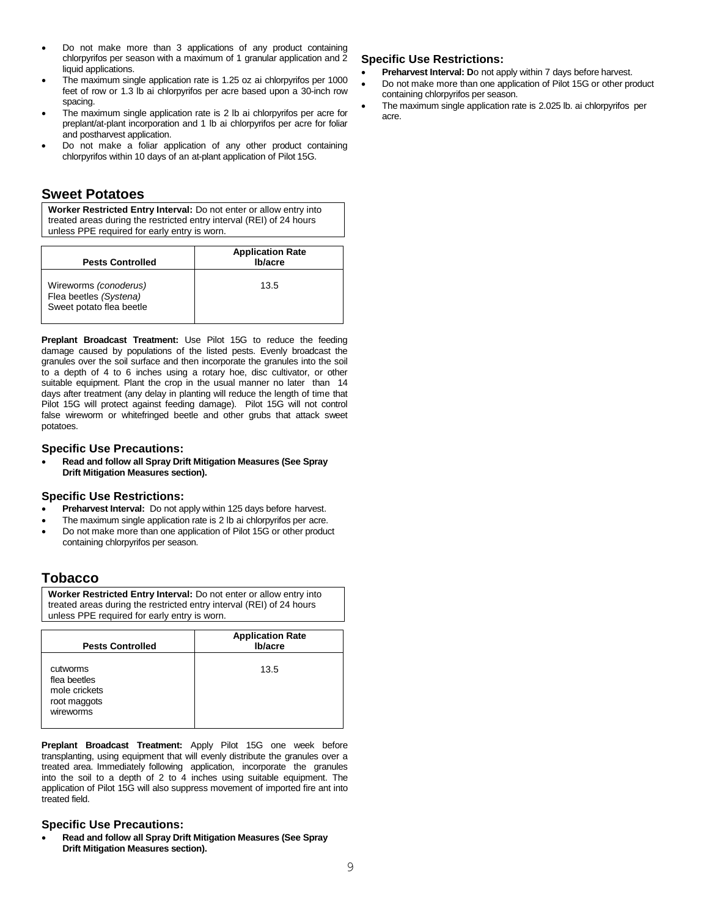- Do not make more than 3 applications of any product containing chlorpyrifos per season with a maximum of 1 granular application and 2 liquid applications.
- The maximum single application rate is 1.25 oz ai chlorpyrifos per 1000 feet of row or 1.3 lb ai chlorpyrifos per acre based upon a 30-inch row spacing.
- The maximum single application rate is 2 lb ai chlorpyrifos per acre for preplant/at-plant incorporation and 1 lb ai chlorpyrifos per acre for foliar and postharvest application.
- Do not make a foliar application of any other product containing chlorpyrifos within 10 days of an at-plant application of Pilot 15G.

## Sweet Potatoes

**Worker Restricted Entry Interval:** Do not enter or allow entry into treated areas during the restricted entry interval (REI) of 24 hours unless PPE required for early entry is worn.

| Pests Controlled | Application Rate lb/acre |
|---|---|
| Wireworms *(conoderus)*<br>Flea beetles *(Systena)*<br>Sweet potato flea beetle | 13.5 |

**Preplant Broadcast Treatment:** Use Pilot 15G to reduce the feeding damage caused by populations of the listed pests. Evenly broadcast the granules over the soil surface and then incorporate the granules into the soil to a depth of 4 to 6 inches using a rotary hoe, disc cultivator, or other suitable equipment. Plant the crop in the usual manner no later than 14 days after treatment (any delay in planting will reduce the length of time that Pilot 15G will protect against feeding damage). Pilot 15G will not control false wireworm or whitefringed beetle and other grubs that attack sweet potatoes.

### Specific Use Precautions:

- **Read and follow all Spray Drift Mitigation Measures (See Spray Drift Mitigation Measures section).**

### Specific Use Restrictions:

- **Preharvest Interval:** Do not apply within 125 days before harvest.
- The maximum single application rate is 2 lb ai chlorpyrifos per acre.
- Do not make more than one application of Pilot 15G or other product containing chlorpyrifos per season.

## Tobacco

**Worker Restricted Entry Interval:** Do not enter or allow entry into treated areas during the restricted entry interval (REI) of 24 hours unless PPE required for early entry is worn.

| Pests Controlled | Application Rate lb/acre |
|---|---|
| cutworms<br>flea beetles<br>mole crickets<br>root maggots<br>wireworms | 13.5 |

**Preplant Broadcast Treatment:** Apply Pilot 15G one week before transplanting, using equipment that will evenly distribute the granules over a treated area. Immediately following application, incorporate the granules into the soil to a depth of 2 to 4 inches using suitable equipment. The application of Pilot 15G will also suppress movement of imported fire ant into treated field.

### Specific Use Precautions:

- **Read and follow all Spray Drift Mitigation Measures (See Spray Drift Mitigation Measures section).**

### Specific Use Restrictions:

- **Preharvest Interval: D**o not apply within 7 days before harvest.
- Do not make more than one application of Pilot 15G or other product containing chlorpyrifos per season.
- The maximum single application rate is 2.025 lb. ai chlorpyrifos per acre.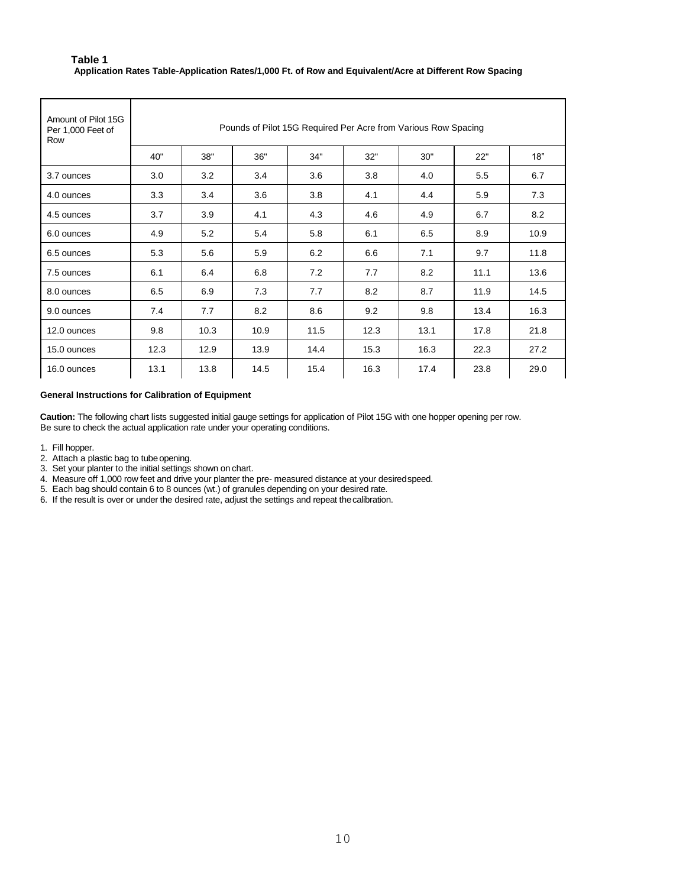**Table 1**

**Application Rates Table-Application Rates/1,000 Ft. of Row and Equivalent/Acre at Different Row Spacing**

| Amount of Pilot 15G Per 1,000 Feet of Row | Pounds of Pilot 15G Required Per Acre from Various Row Spacing | | | | | | | |
|---|---|---|---|---|---|---|---|---|
| | 40" | 38" | 36" | 34" | 32" | 30" | 22" | 18" |
| 3.7 ounces | 3.0 | 3.2 | 3.4 | 3.6 | 3.8 | 4.0 | 5.5 | 6.7 |
| 4.0 ounces | 3.3 | 3.4 | 3.6 | 3.8 | 4.1 | 4.4 | 5.9 | 7.3 |
| 4.5 ounces | 3.7 | 3.9 | 4.1 | 4.3 | 4.6 | 4.9 | 6.7 | 8.2 |
| 6.0 ounces | 4.9 | 5.2 | 5.4 | 5.8 | 6.1 | 6.5 | 8.9 | 10.9 |
| 6.5 ounces | 5.3 | 5.6 | 5.9 | 6.2 | 6.6 | 7.1 | 9.7 | 11.8 |
| 7.5 ounces | 6.1 | 6.4 | 6.8 | 7.2 | 7.7 | 8.2 | 11.1 | 13.6 |
| 8.0 ounces | 6.5 | 6.9 | 7.3 | 7.7 | 8.2 | 8.7 | 11.9 | 14.5 |
| 9.0 ounces | 7.4 | 7.7 | 8.2 | 8.6 | 9.2 | 9.8 | 13.4 | 16.3 |
| 12.0 ounces | 9.8 | 10.3 | 10.9 | 11.5 | 12.3 | 13.1 | 17.8 | 21.8 |
| 15.0 ounces | 12.3 | 12.9 | 13.9 | 14.4 | 15.3 | 16.3 | 22.3 | 27.2 |
| 16.0 ounces | 13.1 | 13.8 | 14.5 | 15.4 | 16.3 | 17.4 | 23.8 | 29.0 |

**General Instructions for Calibration of Equipment**

**Caution:** The following chart lists suggested initial gauge settings for application of Pilot 15G with one hopper opening per row. Be sure to check the actual application rate under your operating conditions.

1. Fill hopper.
2. Attach a plastic bag to tube opening.
3. Set your planter to the initial settings shown on chart.
4. Measure off 1,000 row feet and drive your planter the pre- measured distance at your desired speed.
5. Each bag should contain 6 to 8 ounces (wt.) of granules depending on your desired rate.
6. If the result is over or under the desired rate, adjust the settings and repeat the calibration.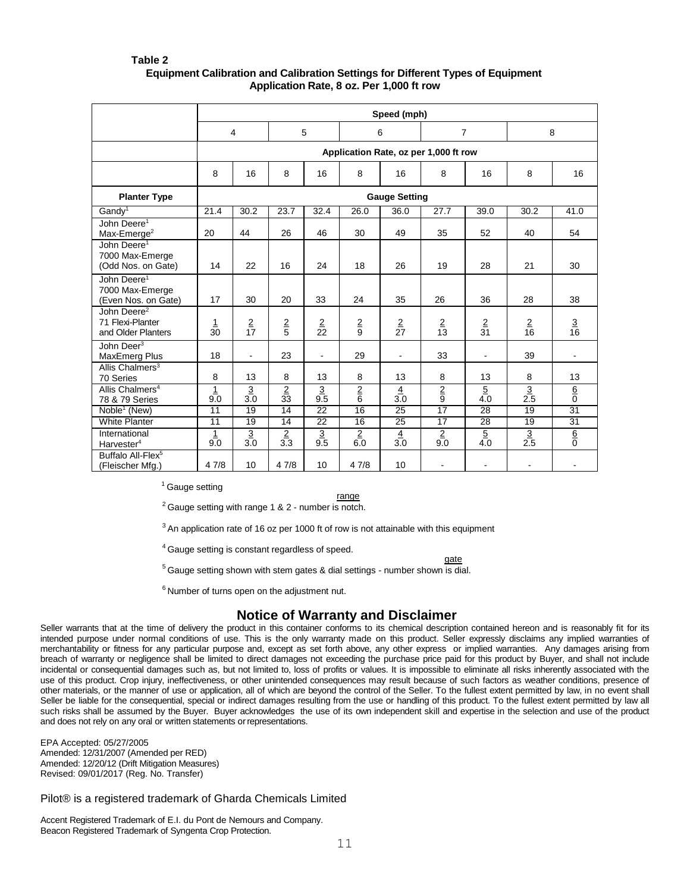**Table 2**

**Equipment Calibration and Calibration Settings for Different Types of Equipment**
**Application Rate, 8 oz. Per 1,000 ft row**

| | Speed (mph) | | | | | | | | | |
|---|---|---|---|---|---|---|---|---|---|---|
| | 4 | | 5 | | 6 | | 7 | | 8 | |
| | Application Rate, oz per 1,000 ft row | | | | | | | | | |
| | 8 | 16 | 8 | 16 | 8 | 16 | 8 | 16 | 8 | 16 |
| **Planter Type** | **Gauge Setting** | | | | | | | | | |
| Gandy[1] | 21.4 | 30.2 | 23.7 | 32.4 | 26.0 | 36.0 | 27.7 | 39.0 | 30.2 | 41.0 |
| John Deere[1] Max-Emerge[2] | 20 | 44 | 26 | 46 | 30 | 49 | 35 | 52 | 40 | 54 |
| John Deere[1] 7000 Max-Emerge (Odd Nos. on Gate) | 14 | 22 | 16 | 24 | 18 | 26 | 19 | 28 | 21 | 30 |
| John Deere[1] 7000 Max-Emerge (Even Nos. on Gate) | 17 | 30 | 20 | 33 | 24 | 35 | 26 | 36 | 28 | 38 |
| John Deere[2] 71 Flexi-Planter and Older Planters | 1/30 | 2/17 | 2/5 | 2/22 | 2/9 | 2/27 | 2/13 | 2/31 | 2/16 | 3/16 |
| John Deer[3] MaxEmerg Plus | 18 | - | 23 | - | 29 | - | 33 | - | 39 | - |
| Allis Chalmers[3] 70 Series | 8 | 13 | 8 | 13 | 8 | 13 | 8 | 13 | 8 | 13 |
| Allis Chalmers[4] 78 & 79 Series | 1/9.0 | 3/3.0 | 2/33 | 3/9.5 | 2/6 | 4/3.0 | 2/9 | 5/4.0 | 3/2.5 | 6/0 |
| Noble[1] (New) | 11 | 19 | 14 | 22 | 16 | 25 | 17 | 28 | 19 | 31 |
| White Planter | 11 | 19 | 14 | 22 | 16 | 25 | 17 | 28 | 19 | 31 |
| International Harvester[4] | 1/9.0 | 3/3.0 | 2/3.3 | 3/9.5 | 2/6.0 | 4/3.0 | 2/9.0 | 5/4.0 | 3/2.5 | 6/0 |
| Buffalo All-Flex[5] (Fleischer Mfg.) | 4 7/8 | 10 | 4 7/8 | 10 | 4 7/8 | 10 | - | - | - | - |

[1] Gauge setting

[2] Gauge setting with range 1 & 2 - $\frac{\text{range}}{\text{number is notch}}$.

[3] An application rate of 16 oz per 1000 ft of row is not attainable with this equipment

[4] Gauge setting is constant regardless of speed.

[5] Gauge setting shown with stem gates & dial settings - $\frac{\text{gate}}{\text{number shown is dial}}$.

[6] Number of turns open on the adjustment nut.

## Notice of Warranty and Disclaimer

Seller warrants that at the time of delivery the product in this container conforms to its chemical description contained hereon and is reasonably fit for its intended purpose under normal conditions of use. This is the only warranty made on this product. Seller expressly disclaims any implied warranties of merchantability or fitness for any particular purpose and, except as set forth above, any other express or implied warranties. Any damages arising from breach of warranty or negligence shall be limited to direct damages not exceeding the purchase price paid for this product by Buyer, and shall not include incidental or consequential damages such as, but not limited to, loss of profits or values. It is impossible to eliminate all risks inherently associated with the use of this product. Crop injury, ineffectiveness, or other unintended consequences may result because of such factors as weather conditions, presence of other materials, or the manner of use or application, all of which are beyond the control of the Seller. To the fullest extent permitted by law, in no event shall Seller be liable for the consequential, special or indirect damages resulting from the use or handling of this product. To the fullest extent permitted by law all such risks shall be assumed by the Buyer. Buyer acknowledges the use of its own independent skill and expertise in the selection and use of the product and does not rely on any oral or written statements or representations.

EPA Accepted: 05/27/2005
Amended: 12/31/2007 (Amended per RED)
Amended: 12/20/12 (Drift Mitigation Measures)
Revised: 09/01/2017 (Reg. No. Transfer)

Pilot® is a registered trademark of Gharda Chemicals Limited

Accent Registered Trademark of E.I. du Pont de Nemours and Company.
Beacon Registered Trademark of Syngenta Crop Protection.